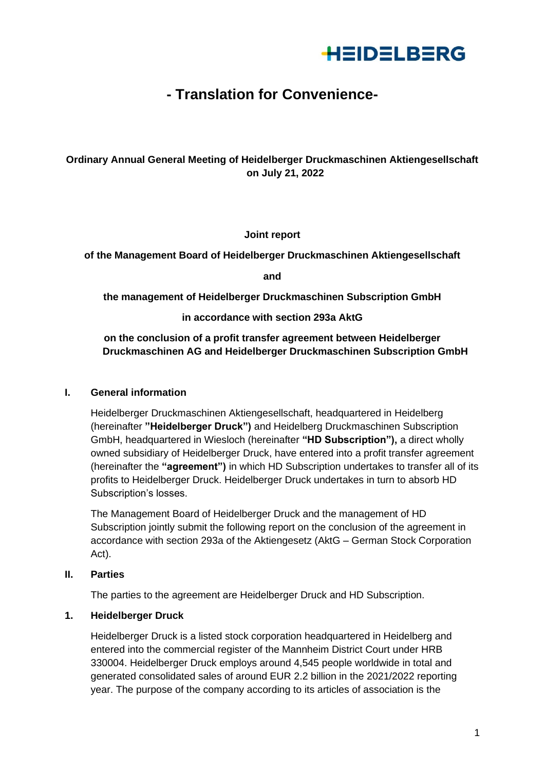# - Translation for Convenience-

**Ordinary Annual General Meeting of Heidelberger Druckmaschinen Aktiengesellschaft on July 21, 2022**

**Joint report**

**of the Management Board of Heidelberger Druckmaschinen Aktiengesellschaft**

**and**

**the management of Heidelberger Druckmaschinen Subscription GmbH**

**in accordance with section 293a AktG**

**on the conclusion of a profit transfer agreement between Heidelberger Druckmaschinen AG and Heidelberger Druckmaschinen Subscription GmbH**

## I. General information

Heidelberger Druckmaschinen Aktiengesellschaft, headquartered in Heidelberg (hereinafter **"Heidelberger Druck")** and Heidelberg Druckmaschinen Subscription GmbH, headquartered in Wiesloch (hereinafter **"HD Subscription"),** a direct wholly owned subsidiary of Heidelberger Druck, have entered into a profit transfer agreement (hereinafter the **"agreement")** in which HD Subscription undertakes to transfer all of its profits to Heidelberger Druck. Heidelberger Druck undertakes in turn to absorb HD Subscription's losses.

The Management Board of Heidelberger Druck and the management of HD Subscription jointly submit the following report on the conclusion of the agreement in accordance with section 293a of the Aktiengesetz (AktG – German Stock Corporation Act).

## II. Parties

The parties to the agreement are Heidelberger Druck and HD Subscription.

### 1. Heidelberger Druck

Heidelberger Druck is a listed stock corporation headquartered in Heidelberg and entered into the commercial register of the Mannheim District Court under HRB 330004. Heidelberger Druck employs around 4,545 people worldwide in total and generated consolidated sales of around EUR 2.2 billion in the 2021/2022 reporting year. The purpose of the company according to its articles of association is the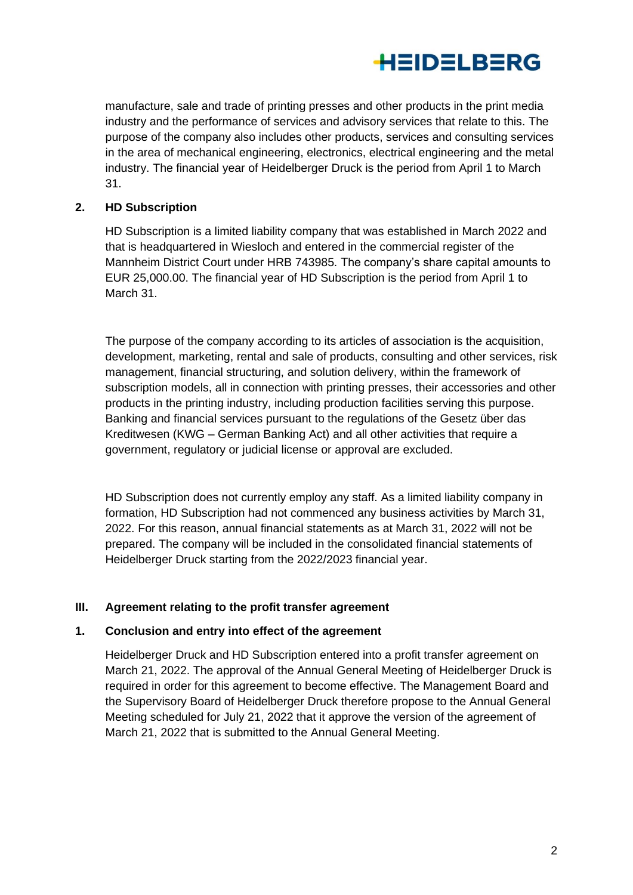manufacture, sale and trade of printing presses and other products in the print media industry and the performance of services and advisory services that relate to this. The purpose of the company also includes other products, services and consulting services in the area of mechanical engineering, electronics, electrical engineering and the metal industry. The financial year of Heidelberger Druck is the period from April 1 to March 31.

### 2. HD Subscription

HD Subscription is a limited liability company that was established in March 2022 and that is headquartered in Wiesloch and entered in the commercial register of the Mannheim District Court under HRB 743985. The company's share capital amounts to EUR 25,000.00. The financial year of HD Subscription is the period from April 1 to March 31.

The purpose of the company according to its articles of association is the acquisition, development, marketing, rental and sale of products, consulting and other services, risk management, financial structuring, and solution delivery, within the framework of subscription models, all in connection with printing presses, their accessories and other products in the printing industry, including production facilities serving this purpose. Banking and financial services pursuant to the regulations of the Gesetz über das Kreditwesen (KWG – German Banking Act) and all other activities that require a government, regulatory or judicial license or approval are excluded.

HD Subscription does not currently employ any staff. As a limited liability company in formation, HD Subscription had not commenced any business activities by March 31, 2022. For this reason, annual financial statements as at March 31, 2022 will not be prepared. The company will be included in the consolidated financial statements of Heidelberger Druck starting from the 2022/2023 financial year.

## III. Agreement relating to the profit transfer agreement

### 1. Conclusion and entry into effect of the agreement

Heidelberger Druck and HD Subscription entered into a profit transfer agreement on March 21, 2022. The approval of the Annual General Meeting of Heidelberger Druck is required in order for this agreement to become effective. The Management Board and the Supervisory Board of Heidelberger Druck therefore propose to the Annual General Meeting scheduled for July 21, 2022 that it approve the version of the agreement of March 21, 2022 that is submitted to the Annual General Meeting.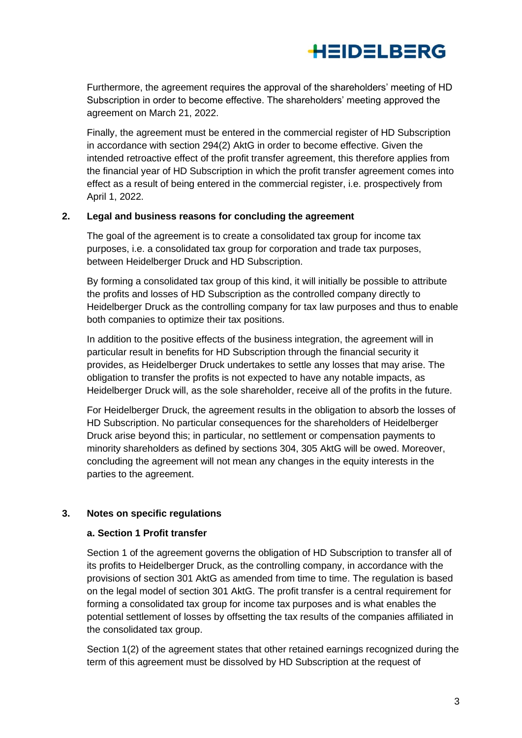Furthermore, the agreement requires the approval of the shareholders' meeting of HD Subscription in order to become effective. The shareholders' meeting approved the agreement on March 21, 2022.

Finally, the agreement must be entered in the commercial register of HD Subscription in accordance with section 294(2) AktG in order to become effective. Given the intended retroactive effect of the profit transfer agreement, this therefore applies from the financial year of HD Subscription in which the profit transfer agreement comes into effect as a result of being entered in the commercial register, i.e. prospectively from April 1, 2022.

## 2. Legal and business reasons for concluding the agreement

The goal of the agreement is to create a consolidated tax group for income tax purposes, i.e. a consolidated tax group for corporation and trade tax purposes, between Heidelberger Druck and HD Subscription.

By forming a consolidated tax group of this kind, it will initially be possible to attribute the profits and losses of HD Subscription as the controlled company directly to Heidelberger Druck as the controlling company for tax law purposes and thus to enable both companies to optimize their tax positions.

In addition to the positive effects of the business integration, the agreement will in particular result in benefits for HD Subscription through the financial security it provides, as Heidelberger Druck undertakes to settle any losses that may arise. The obligation to transfer the profits is not expected to have any notable impacts, as Heidelberger Druck will, as the sole shareholder, receive all of the profits in the future.

For Heidelberger Druck, the agreement results in the obligation to absorb the losses of HD Subscription. No particular consequences for the shareholders of Heidelberger Druck arise beyond this; in particular, no settlement or compensation payments to minority shareholders as defined by sections 304, 305 AktG will be owed. Moreover, concluding the agreement will not mean any changes in the equity interests in the parties to the agreement.

## 3. Notes on specific regulations

### a. Section 1 Profit transfer

Section 1 of the agreement governs the obligation of HD Subscription to transfer all of its profits to Heidelberger Druck, as the controlling company, in accordance with the provisions of section 301 AktG as amended from time to time. The regulation is based on the legal model of section 301 AktG. The profit transfer is a central requirement for forming a consolidated tax group for income tax purposes and is what enables the potential settlement of losses by offsetting the tax results of the companies affiliated in the consolidated tax group.

Section 1(2) of the agreement states that other retained earnings recognized during the term of this agreement must be dissolved by HD Subscription at the request of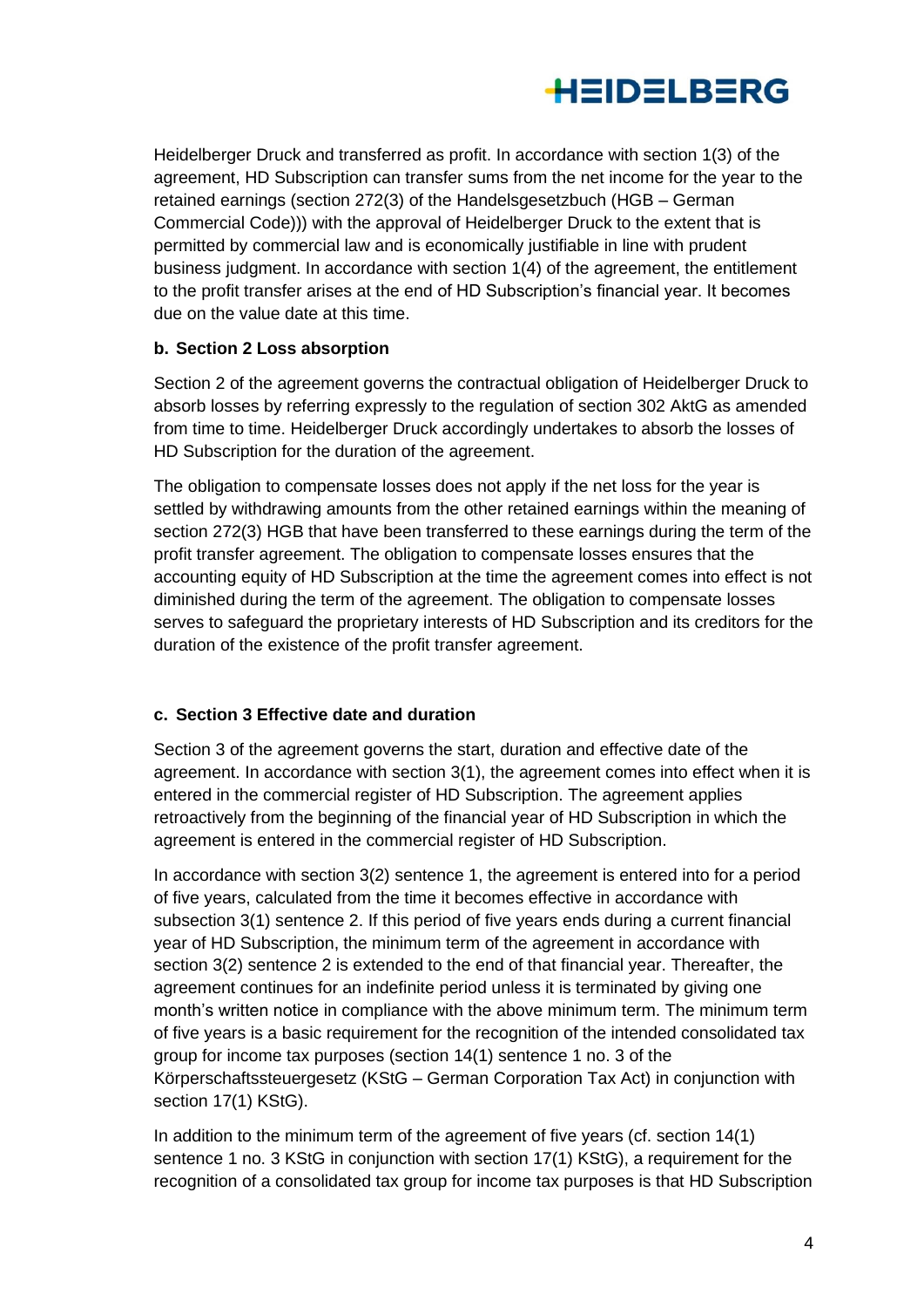Heidelberger Druck and transferred as profit. In accordance with section 1(3) of the agreement, HD Subscription can transfer sums from the net income for the year to the retained earnings (section 272(3) of the Handelsgesetzbuch (HGB – German Commercial Code))) with the approval of Heidelberger Druck to the extent that is permitted by commercial law and is economically justifiable in line with prudent business judgment. In accordance with section 1(4) of the agreement, the entitlement to the profit transfer arises at the end of HD Subscription's financial year. It becomes due on the value date at this time.

#### b. Section 2 Loss absorption

Section 2 of the agreement governs the contractual obligation of Heidelberger Druck to absorb losses by referring expressly to the regulation of section 302 AktG as amended from time to time. Heidelberger Druck accordingly undertakes to absorb the losses of HD Subscription for the duration of the agreement.

The obligation to compensate losses does not apply if the net loss for the year is settled by withdrawing amounts from the other retained earnings within the meaning of section 272(3) HGB that have been transferred to these earnings during the term of the profit transfer agreement. The obligation to compensate losses ensures that the accounting equity of HD Subscription at the time the agreement comes into effect is not diminished during the term of the agreement. The obligation to compensate losses serves to safeguard the proprietary interests of HD Subscription and its creditors for the duration of the existence of the profit transfer agreement.

#### c. Section 3 Effective date and duration

Section 3 of the agreement governs the start, duration and effective date of the agreement. In accordance with section 3(1), the agreement comes into effect when it is entered in the commercial register of HD Subscription. The agreement applies retroactively from the beginning of the financial year of HD Subscription in which the agreement is entered in the commercial register of HD Subscription.

In accordance with section 3(2) sentence 1, the agreement is entered into for a period of five years, calculated from the time it becomes effective in accordance with subsection 3(1) sentence 2. If this period of five years ends during a current financial year of HD Subscription, the minimum term of the agreement in accordance with section 3(2) sentence 2 is extended to the end of that financial year. Thereafter, the agreement continues for an indefinite period unless it is terminated by giving one month's written notice in compliance with the above minimum term. The minimum term of five years is a basic requirement for the recognition of the intended consolidated tax group for income tax purposes (section 14(1) sentence 1 no. 3 of the Körperschaftssteuergesetz (KStG – German Corporation Tax Act) in conjunction with section 17(1) KStG).

In addition to the minimum term of the agreement of five years (cf. section 14(1) sentence 1 no. 3 KStG in conjunction with section 17(1) KStG), a requirement for the recognition of a consolidated tax group for income tax purposes is that HD Subscription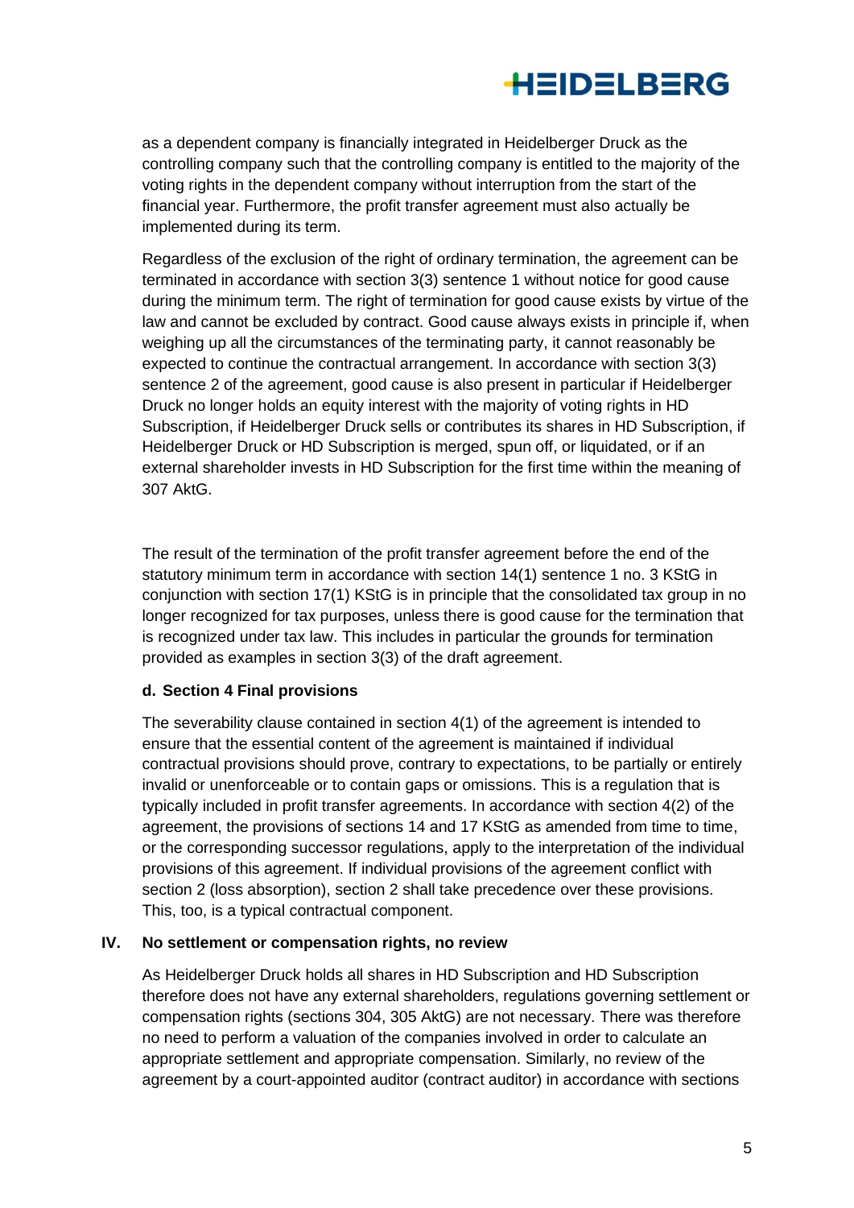as a dependent company is financially integrated in Heidelberger Druck as the controlling company such that the controlling company is entitled to the majority of the voting rights in the dependent company without interruption from the start of the financial year. Furthermore, the profit transfer agreement must also actually be implemented during its term.

Regardless of the exclusion of the right of ordinary termination, the agreement can be terminated in accordance with section 3(3) sentence 1 without notice for good cause during the minimum term. The right of termination for good cause exists by virtue of the law and cannot be excluded by contract. Good cause always exists in principle if, when weighing up all the circumstances of the terminating party, it cannot reasonably be expected to continue the contractual arrangement. In accordance with section 3(3) sentence 2 of the agreement, good cause is also present in particular if Heidelberger Druck no longer holds an equity interest with the majority of voting rights in HD Subscription, if Heidelberger Druck sells or contributes its shares in HD Subscription, if Heidelberger Druck or HD Subscription is merged, spun off, or liquidated, or if an external shareholder invests in HD Subscription for the first time within the meaning of 307 AktG.

The result of the termination of the profit transfer agreement before the end of the statutory minimum term in accordance with section 14(1) sentence 1 no. 3 KStG in conjunction with section 17(1) KStG is in principle that the consolidated tax group in no longer recognized for tax purposes, unless there is good cause for the termination that is recognized under tax law. This includes in particular the grounds for termination provided as examples in section 3(3) of the draft agreement.

**d. Section 4 Final provisions**

The severability clause contained in section 4(1) of the agreement is intended to ensure that the essential content of the agreement is maintained if individual contractual provisions should prove, contrary to expectations, to be partially or entirely invalid or unenforceable or to contain gaps or omissions. This is a regulation that is typically included in profit transfer agreements. In accordance with section 4(2) of the agreement, the provisions of sections 14 and 17 KStG as amended from time to time, or the corresponding successor regulations, apply to the interpretation of the individual provisions of this agreement. If individual provisions of the agreement conflict with section 2 (loss absorption), section 2 shall take precedence over these provisions. This, too, is a typical contractual component.

## IV. No settlement or compensation rights, no review

As Heidelberger Druck holds all shares in HD Subscription and HD Subscription therefore does not have any external shareholders, regulations governing settlement or compensation rights (sections 304, 305 AktG) are not necessary. There was therefore no need to perform a valuation of the companies involved in order to calculate an appropriate settlement and appropriate compensation. Similarly, no review of the agreement by a court-appointed auditor (contract auditor) in accordance with sections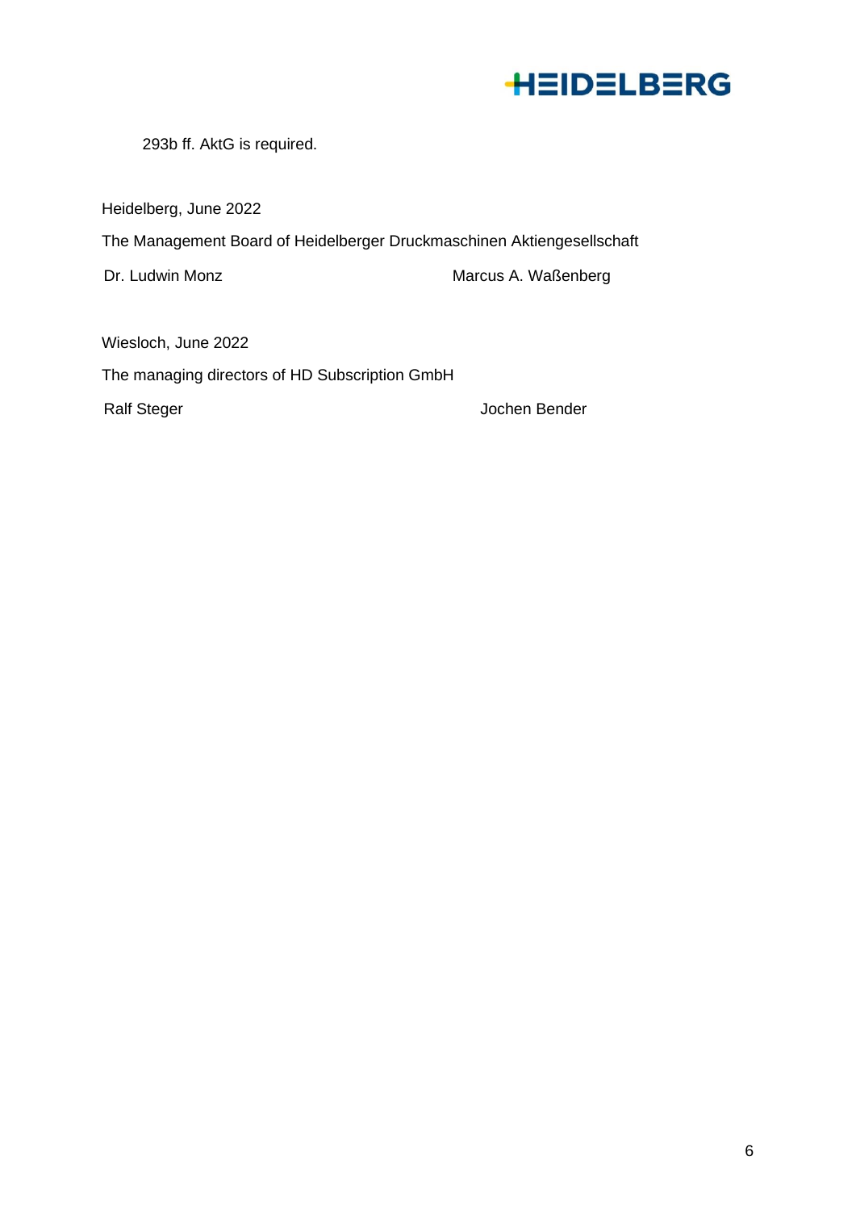293b ff. AktG is required.

Heidelberg, June 2022

The Management Board of Heidelberger Druckmaschinen Aktiengesellschaft

Dr. Ludwin Monz                                        Marcus A. Waßenberg

Wiesloch, June 2022

The managing directors of HD Subscription GmbH

Ralf Steger                                        Jochen Bender